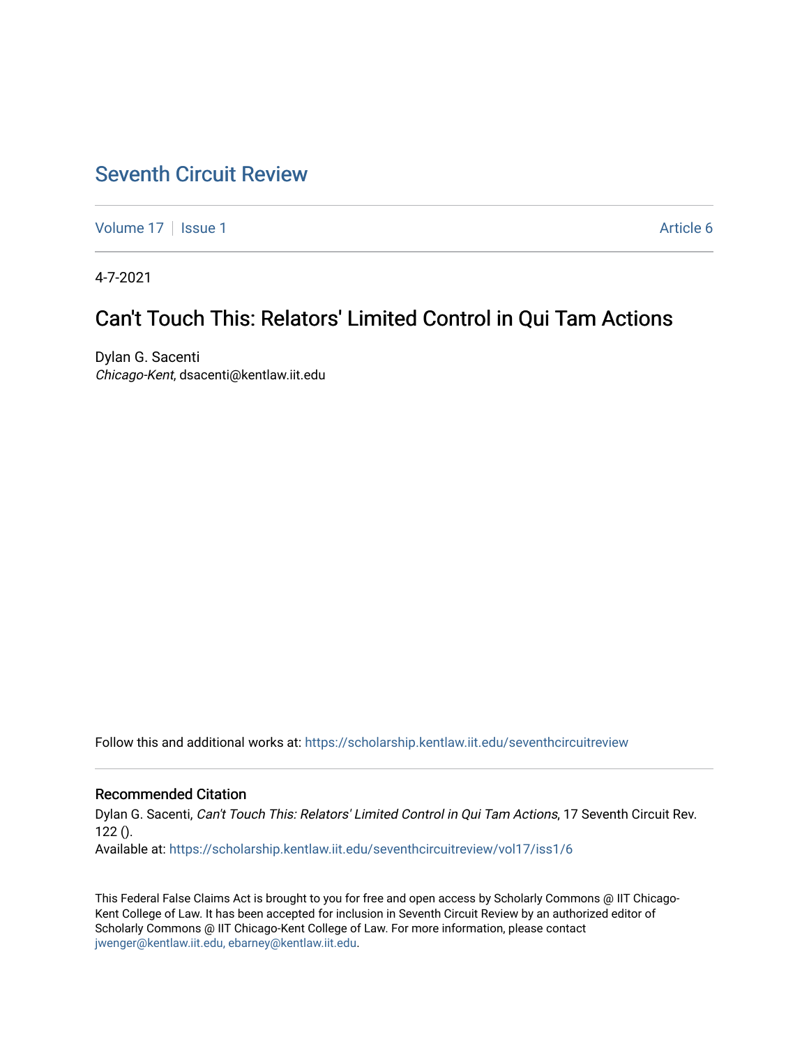# Seventh Circuit Review

Volume 17 | Issue 1 | Article 6

4-7-2021

## Can't Touch This: Relators' Limited Control in Qui Tam Actions

Dylan G. Sacenti
*Chicago-Kent*, dsacenti@kentlaw.iit.edu

Follow this and additional works at: https://scholarship.kentlaw.iit.edu/seventhcircuitreview

### Recommended Citation

Dylan G. Sacenti, *Can't Touch This: Relators' Limited Control in Qui Tam Actions*, 17 Seventh Circuit Rev. 122 ().

Available at: https://scholarship.kentlaw.iit.edu/seventhcircuitreview/vol17/iss1/6

This Federal False Claims Act is brought to you for free and open access by Scholarly Commons @ IIT Chicago-Kent College of Law. It has been accepted for inclusion in Seventh Circuit Review by an authorized editor of Scholarly Commons @ IIT Chicago-Kent College of Law. For more information, please contact jwenger@kentlaw.iit.edu, ebarney@kentlaw.iit.edu.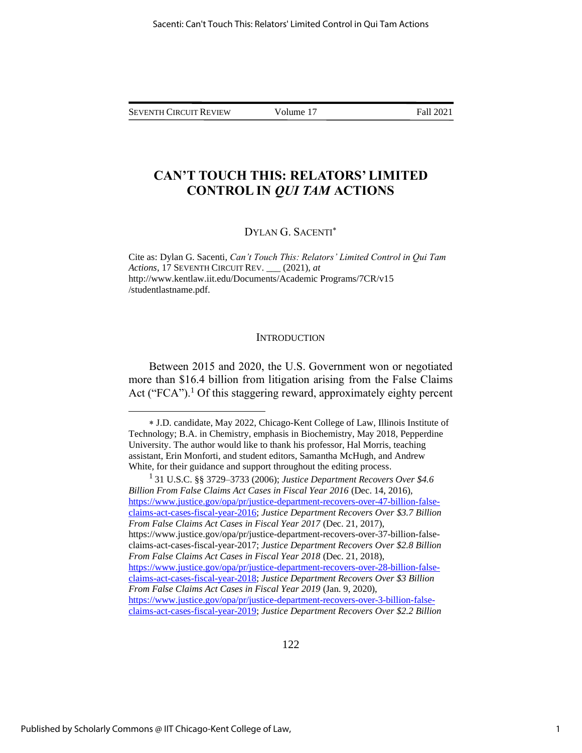# CAN'T TOUCH THIS: RELATORS' LIMITED CONTROL IN *QUI TAM* ACTIONS

DYLAN G. SACENTI[*]

Cite as: Dylan G. Sacenti, *Can't Touch This: Relators' Limited Control in Qui Tam Actions*, 17 SEVENTH CIRCUIT REV. ___ (2021), *at* http://www.kentlaw.iit.edu/Documents/Academic Programs/7CR/v15 /studentlastname.pdf.

## INTRODUCTION

Between 2015 and 2020, the U.S. Government won or negotiated more than $16.4 billion from litigation arising from the False Claims Act ("FCA").[1] Of this staggering reward, approximately eighty percent

---

[*] J.D. candidate, May 2022, Chicago-Kent College of Law, Illinois Institute of Technology; B.A. in Chemistry, emphasis in Biochemistry, May 2018, Pepperdine University. The author would like to thank his professor, Hal Morris, teaching assistant, Erin Monforti, and student editors, Samantha McHugh, and Andrew White, for their guidance and support throughout the editing process.

[1] 31 U.S.C. §§ 3729–3733 (2006); *Justice Department Recovers Over $4.6 Billion From False Claims Act Cases in Fiscal Year 2016* (Dec. 14, 2016), https://www.justice.gov/opa/pr/justice-department-recovers-over-47-billion-false-claims-act-cases-fiscal-year-2016; *Justice Department Recovers Over $3.7 Billion From False Claims Act Cases in Fiscal Year 2017* (Dec. 21, 2017), https://www.justice.gov/opa/pr/justice-department-recovers-over-37-billion-false-claims-act-cases-fiscal-year-2017; *Justice Department Recovers Over $2.8 Billion From False Claims Act Cases in Fiscal Year 2018* (Dec. 21, 2018), https://www.justice.gov/opa/pr/justice-department-recovers-over-28-billion-false-claims-act-cases-fiscal-year-2018; *Justice Department Recovers Over $3 Billion From False Claims Act Cases in Fiscal Year 2019* (Jan. 9, 2020), https://www.justice.gov/opa/pr/justice-department-recovers-over-3-billion-false-claims-act-cases-fiscal-year-2019; *Justice Department Recovers Over $2.2 Billion*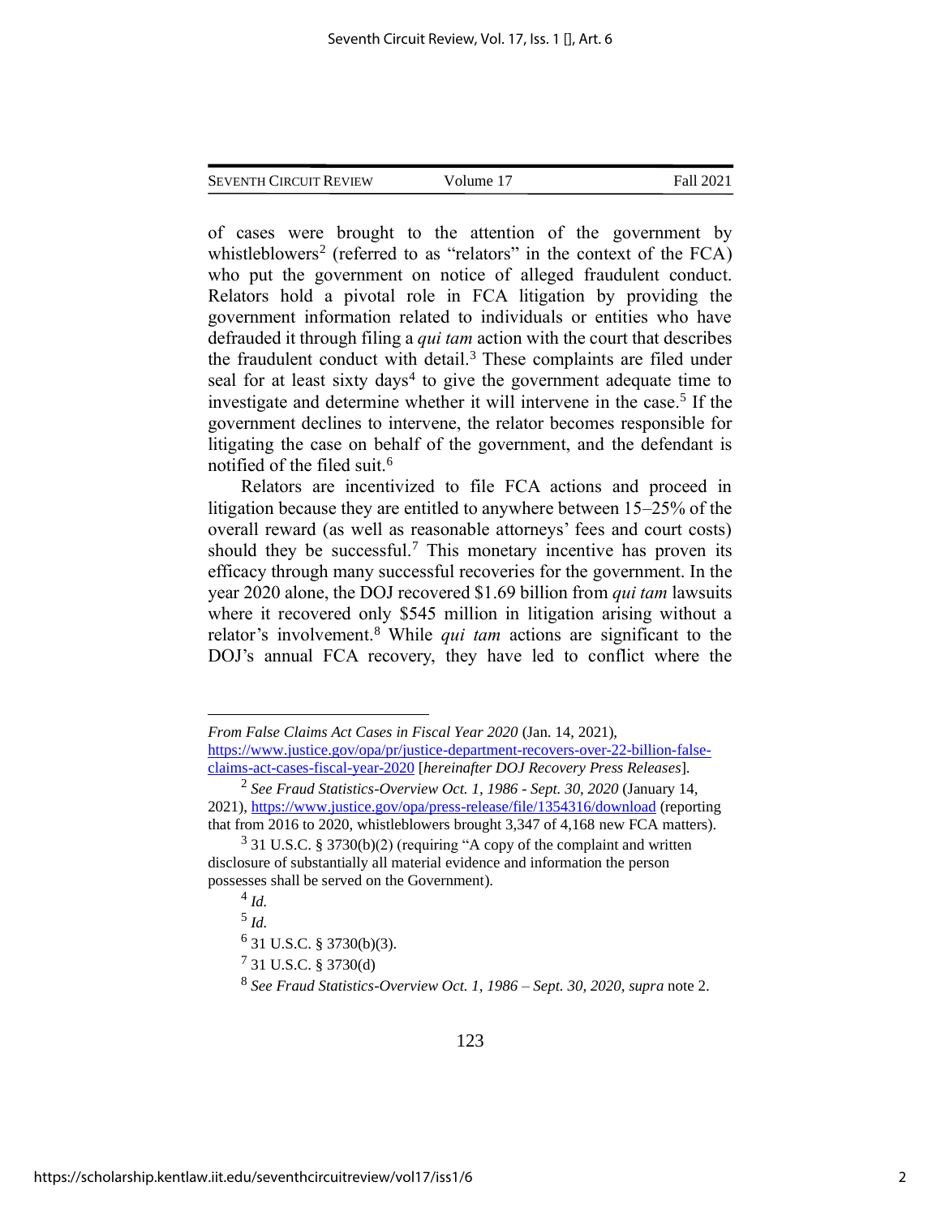of cases were brought to the attention of the government by whistleblowers[2] (referred to as "relators" in the context of the FCA) who put the government on notice of alleged fraudulent conduct. Relators hold a pivotal role in FCA litigation by providing the government information related to individuals or entities who have defrauded it through filing a *qui tam* action with the court that describes the fraudulent conduct with detail.[3] These complaints are filed under seal for at least sixty days[4] to give the government adequate time to investigate and determine whether it will intervene in the case.[5] If the government declines to intervene, the relator becomes responsible for litigating the case on behalf of the government, and the defendant is notified of the filed suit.[6]

Relators are incentivized to file FCA actions and proceed in litigation because they are entitled to anywhere between 15–25% of the overall reward (as well as reasonable attorneys' fees and court costs) should they be successful.[7] This monetary incentive has proven its efficacy through many successful recoveries for the government. In the year 2020 alone, the DOJ recovered $1.69 billion from *qui tam* lawsuits where it recovered only $545 million in litigation arising without a relator's involvement.[8] While *qui tam* actions are significant to the DOJ's annual FCA recovery, they have led to conflict where the

---

*From False Claims Act Cases in Fiscal Year 2020* (Jan. 14, 2021), https://www.justice.gov/opa/pr/justice-department-recovers-over-22-billion-false-claims-act-cases-fiscal-year-2020 [*hereinafter DOJ Recovery Press Releases*].

[2] *See Fraud Statistics-Overview Oct. 1, 1986 - Sept. 30, 2020* (January 14, 2021), https://www.justice.gov/opa/press-release/file/1354316/download (reporting that from 2016 to 2020, whistleblowers brought 3,347 of 4,168 new FCA matters).

[3] 31 U.S.C. § 3730(b)(2) (requiring "A copy of the complaint and written disclosure of substantially all material evidence and information the person possesses shall be served on the Government).

[4] *Id.*

[5] *Id.*

[6] 31 U.S.C. § 3730(b)(3).

[7] 31 U.S.C. § 3730(d)

[8] *See Fraud Statistics-Overview Oct. 1, 1986 – Sept. 30, 2020, supra* note 2.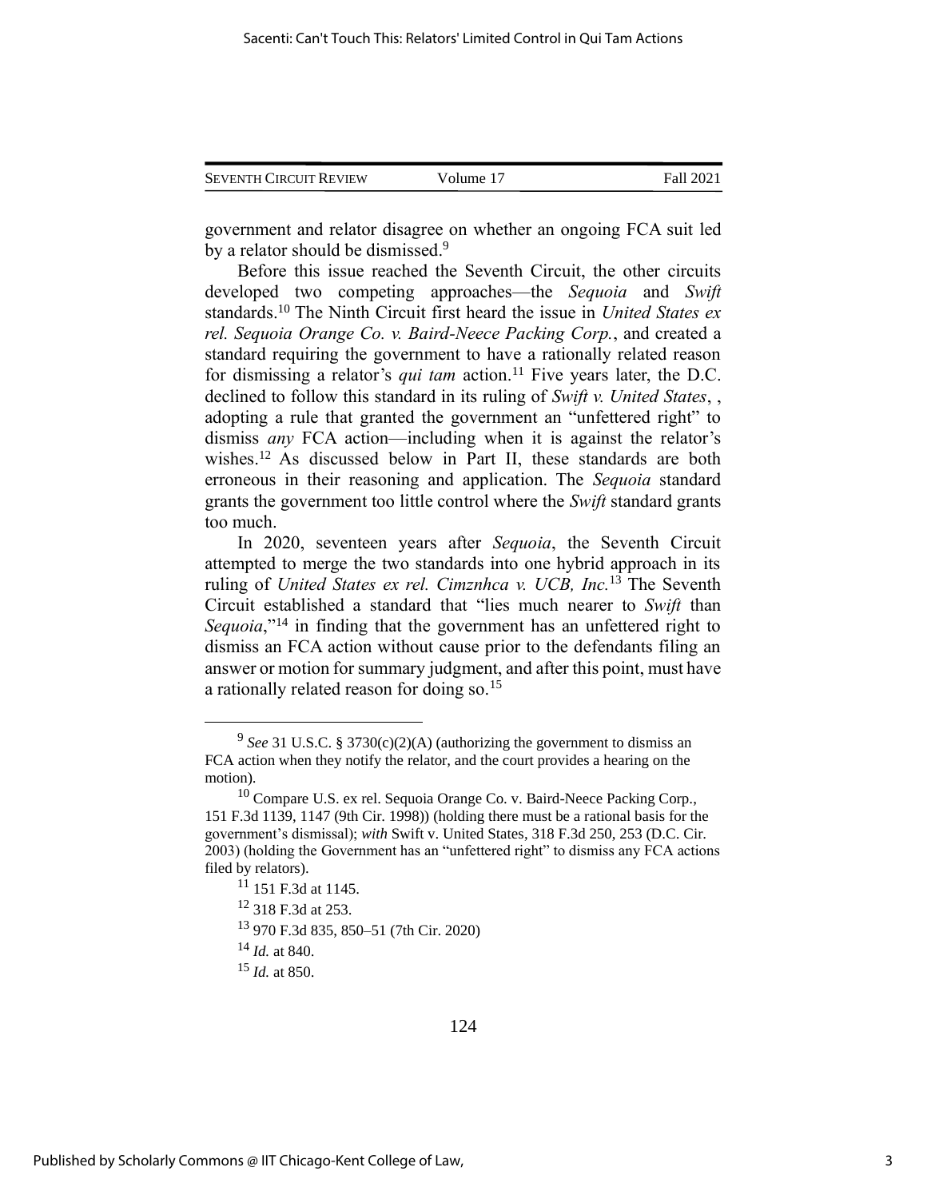government and relator disagree on whether an ongoing FCA suit led by a relator should be dismissed.[9]

Before this issue reached the Seventh Circuit, the other circuits developed two competing approaches—the *Sequoia* and *Swift* standards.[10] The Ninth Circuit first heard the issue in *United States ex rel. Sequoia Orange Co. v. Baird-Neece Packing Corp.*, and created a standard requiring the government to have a rationally related reason for dismissing a relator's *qui tam* action.[11] Five years later, the D.C. declined to follow this standard in its ruling of *Swift v. United States*, , adopting a rule that granted the government an "unfettered right" to dismiss *any* FCA action—including when it is against the relator's wishes.[12] As discussed below in Part II, these standards are both erroneous in their reasoning and application. The *Sequoia* standard grants the government too little control where the *Swift* standard grants too much.

In 2020, seventeen years after *Sequoia*, the Seventh Circuit attempted to merge the two standards into one hybrid approach in its ruling of *United States ex rel. Cimznhca v. UCB, Inc.*[13] The Seventh Circuit established a standard that "lies much nearer to *Swift* than *Sequoia*,"[14] in finding that the government has an unfettered right to dismiss an FCA action without cause prior to the defendants filing an answer or motion for summary judgment, and after this point, must have a rationally related reason for doing so.[15]

---

[9] *See* 31 U.S.C. § 3730(c)(2)(A) (authorizing the government to dismiss an FCA action when they notify the relator, and the court provides a hearing on the motion).

[10] Compare U.S. ex rel. Sequoia Orange Co. v. Baird-Neece Packing Corp., 151 F.3d 1139, 1147 (9th Cir. 1998)) (holding there must be a rational basis for the government's dismissal); *with* Swift v. United States, 318 F.3d 250, 253 (D.C. Cir. 2003) (holding the Government has an "unfettered right" to dismiss any FCA actions filed by relators).

[11] 151 F.3d at 1145.

[12] 318 F.3d at 253.

[13] 970 F.3d 835, 850–51 (7th Cir. 2020)

[14] *Id.* at 840.

[15] *Id.* at 850.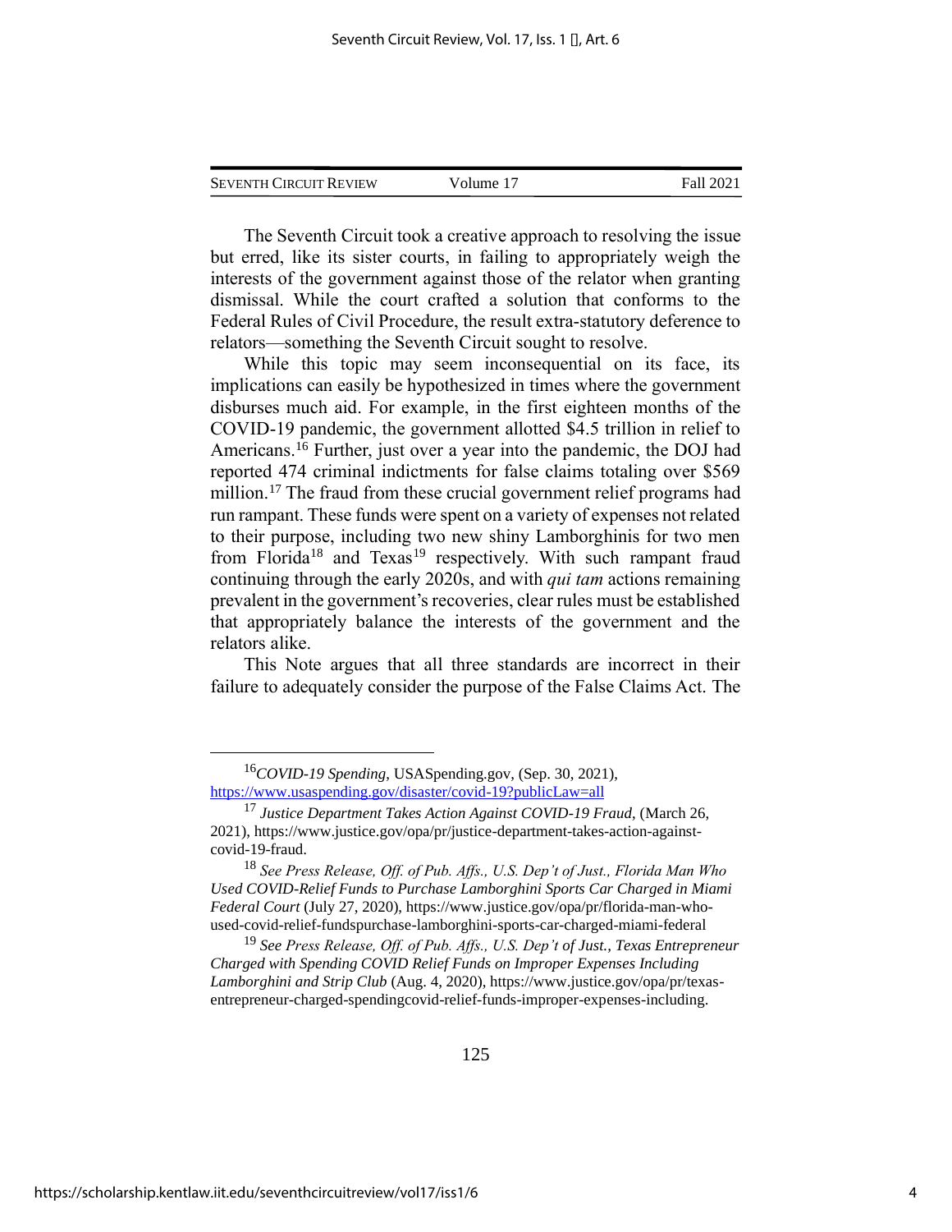The Seventh Circuit took a creative approach to resolving the issue but erred, like its sister courts, in failing to appropriately weigh the interests of the government against those of the relator when granting dismissal. While the court crafted a solution that conforms to the Federal Rules of Civil Procedure, the result extra-statutory deference to relators—something the Seventh Circuit sought to resolve.

While this topic may seem inconsequential on its face, its implications can easily be hypothesized in times where the government disburses much aid. For example, in the first eighteen months of the COVID-19 pandemic, the government allotted $4.5 trillion in relief to Americans.[16] Further, just over a year into the pandemic, the DOJ had reported 474 criminal indictments for false claims totaling over $569 million.[17] The fraud from these crucial government relief programs had run rampant. These funds were spent on a variety of expenses not related to their purpose, including two new shiny Lamborghinis for two men from Florida[18] and Texas[19] respectively. With such rampant fraud continuing through the early 2020s, and with *qui tam* actions remaining prevalent in the government's recoveries, clear rules must be established that appropriately balance the interests of the government and the relators alike.

This Note argues that all three standards are incorrect in their failure to adequately consider the purpose of the False Claims Act. The

---

[16] *COVID-19 Spending*, USASpending.gov, (Sep. 30, 2021), https://www.usaspending.gov/disaster/covid-19?publicLaw=all

[17] *Justice Department Takes Action Against COVID-19 Fraud*, (March 26, 2021), https://www.justice.gov/opa/pr/justice-department-takes-action-against-covid-19-fraud.

[18] *See Press Release, Off. of Pub. Affs., U.S. Dep't of Just., Florida Man Who Used COVID-Relief Funds to Purchase Lamborghini Sports Car Charged in Miami Federal Court* (July 27, 2020), https://www.justice.gov/opa/pr/florida-man-who-used-covid-relief-fundspurchase-lamborghini-sports-car-charged-miami-federal

[19] *See Press Release, Off. of Pub. Affs., U.S. Dep't of Just., Texas Entrepreneur Charged with Spending COVID Relief Funds on Improper Expenses Including Lamborghini and Strip Club* (Aug. 4, 2020), https://www.justice.gov/opa/pr/texas-entrepreneur-charged-spendingcovid-relief-funds-improper-expenses-including.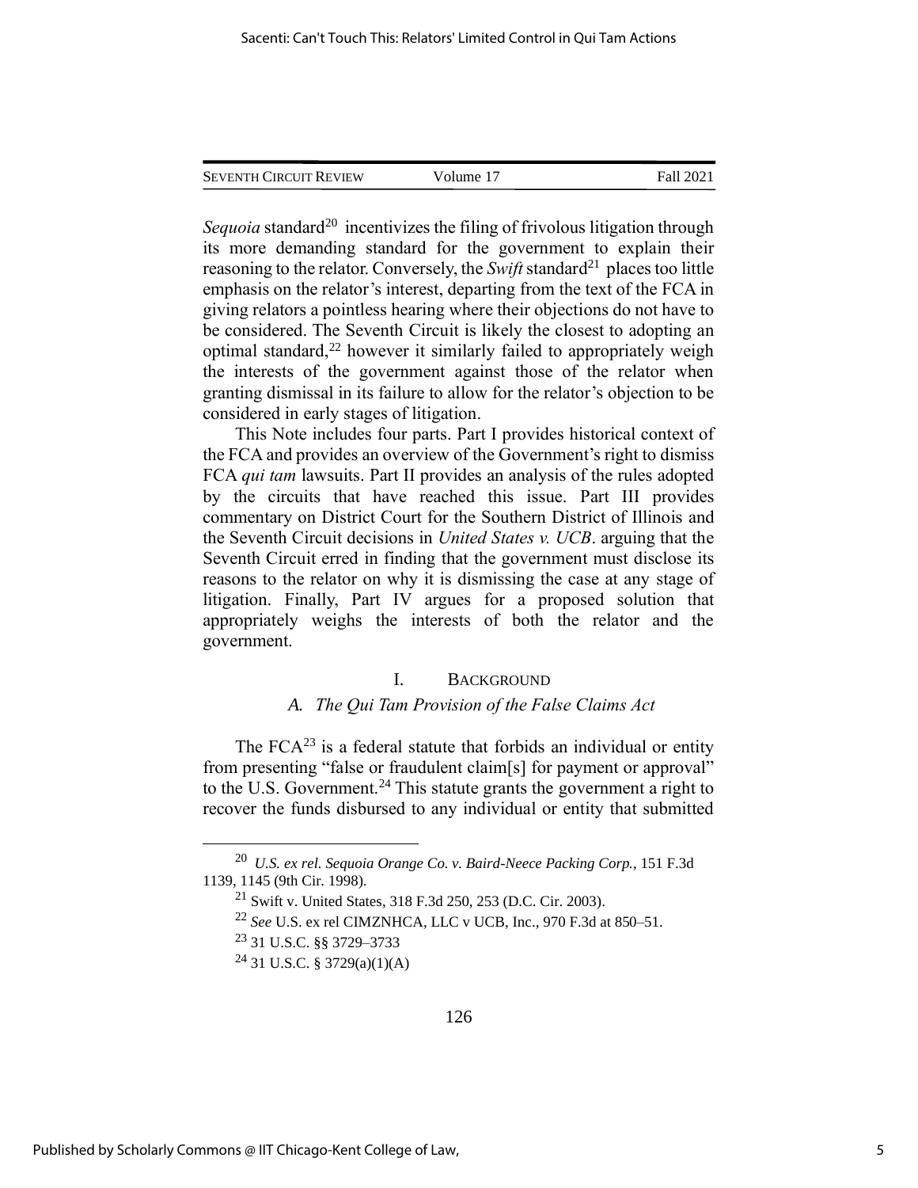*Sequoia* standard[20] incentivizes the filing of frivolous litigation through its more demanding standard for the government to explain their reasoning to the relator. Conversely, the *Swift* standard[21] places too little emphasis on the relator's interest, departing from the text of the FCA in giving relators a pointless hearing where their objections do not have to be considered. The Seventh Circuit is likely the closest to adopting an optimal standard,[22] however it similarly failed to appropriately weigh the interests of the government against those of the relator when granting dismissal in its failure to allow for the relator's objection to be considered in early stages of litigation.

This Note includes four parts. Part I provides historical context of the FCA and provides an overview of the Government's right to dismiss FCA *qui tam* lawsuits. Part II provides an analysis of the rules adopted by the circuits that have reached this issue. Part III provides commentary on District Court for the Southern District of Illinois and the Seventh Circuit decisions in *United States v. UCB*. arguing that the Seventh Circuit erred in finding that the government must disclose its reasons to the relator on why it is dismissing the case at any stage of litigation. Finally, Part IV argues for a proposed solution that appropriately weighs the interests of both the relator and the government.

## I. BACKGROUND

### A. *The Qui Tam Provision of the False Claims Act*

The FCA[23] is a federal statute that forbids an individual or entity from presenting "false or fraudulent claim[s] for payment or approval" to the U.S. Government.[24] This statute grants the government a right to recover the funds disbursed to any individual or entity that submitted

---

[20] *U.S. ex rel. Sequoia Orange Co. v. Baird-Neece Packing Corp.*, 151 F.3d 1139, 1145 (9th Cir. 1998).

[21] Swift v. United States, 318 F.3d 250, 253 (D.C. Cir. 2003).

[22] *See* U.S. ex rel CIMZNHCA, LLC v UCB, Inc., 970 F.3d at 850–51.

[23] 31 U.S.C. §§ 3729–3733

[24] 31 U.S.C. § 3729(a)(1)(A)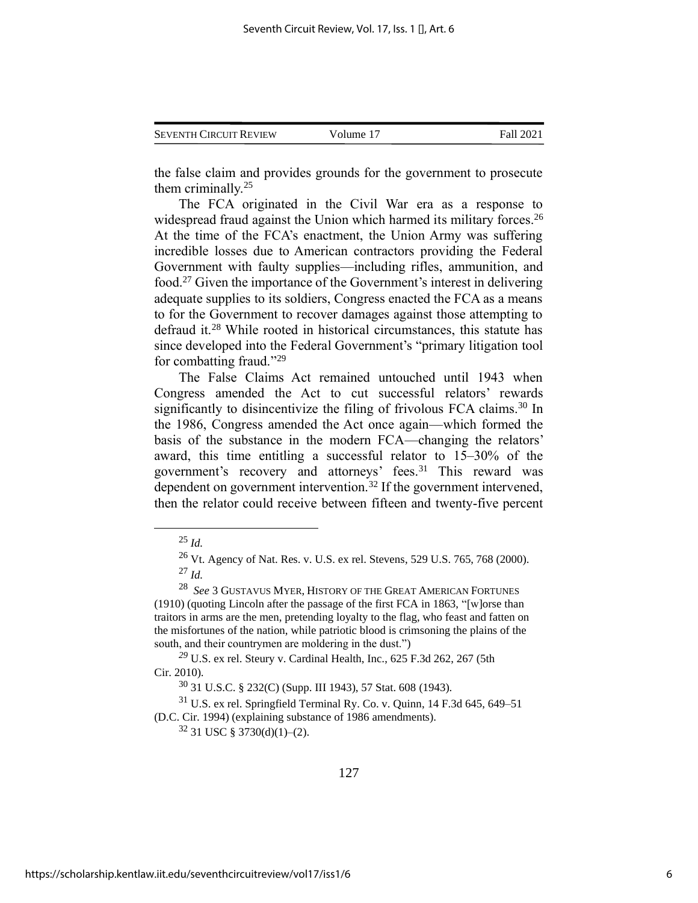the false claim and provides grounds for the government to prosecute them criminally.[25]

The FCA originated in the Civil War era as a response to widespread fraud against the Union which harmed its military forces.[26] At the time of the FCA's enactment, the Union Army was suffering incredible losses due to American contractors providing the Federal Government with faulty supplies—including rifles, ammunition, and food.[27] Given the importance of the Government's interest in delivering adequate supplies to its soldiers, Congress enacted the FCA as a means to for the Government to recover damages against those attempting to defraud it.[28] While rooted in historical circumstances, this statute has since developed into the Federal Government's "primary litigation tool for combatting fraud."[29]

The False Claims Act remained untouched until 1943 when Congress amended the Act to cut successful relators' rewards significantly to disincentivize the filing of frivolous FCA claims.[30] In the 1986, Congress amended the Act once again—which formed the basis of the substance in the modern FCA—changing the relators' award, this time entitling a successful relator to 15–30% of the government's recovery and attorneys' fees.[31] This reward was dependent on government intervention.[32] If the government intervened, then the relator could receive between fifteen and twenty-five percent

---

[25] *Id.*

[26] Vt. Agency of Nat. Res. v. U.S. ex rel. Stevens, 529 U.S. 765, 768 (2000).

[27] *Id.*

[28] *See* 3 GUSTAVUS MYER, HISTORY OF THE GREAT AMERICAN FORTUNES (1910) (quoting Lincoln after the passage of the first FCA in 1863, "[w]orse than traitors in arms are the men, pretending loyalty to the flag, who feast and fatten on the misfortunes of the nation, while patriotic blood is crimsoning the plains of the south, and their countrymen are moldering in the dust.")

[29] U.S. ex rel. Steury v. Cardinal Health, Inc., 625 F.3d 262, 267 (5th Cir. 2010).

[30] 31 U.S.C. § 232(C) (Supp. III 1943), 57 Stat. 608 (1943).

[31] U.S. ex rel. Springfield Terminal Ry. Co. v. Quinn, 14 F.3d 645, 649–51 (D.C. Cir. 1994) (explaining substance of 1986 amendments).

[32] 31 USC § 3730(d)(1)–(2).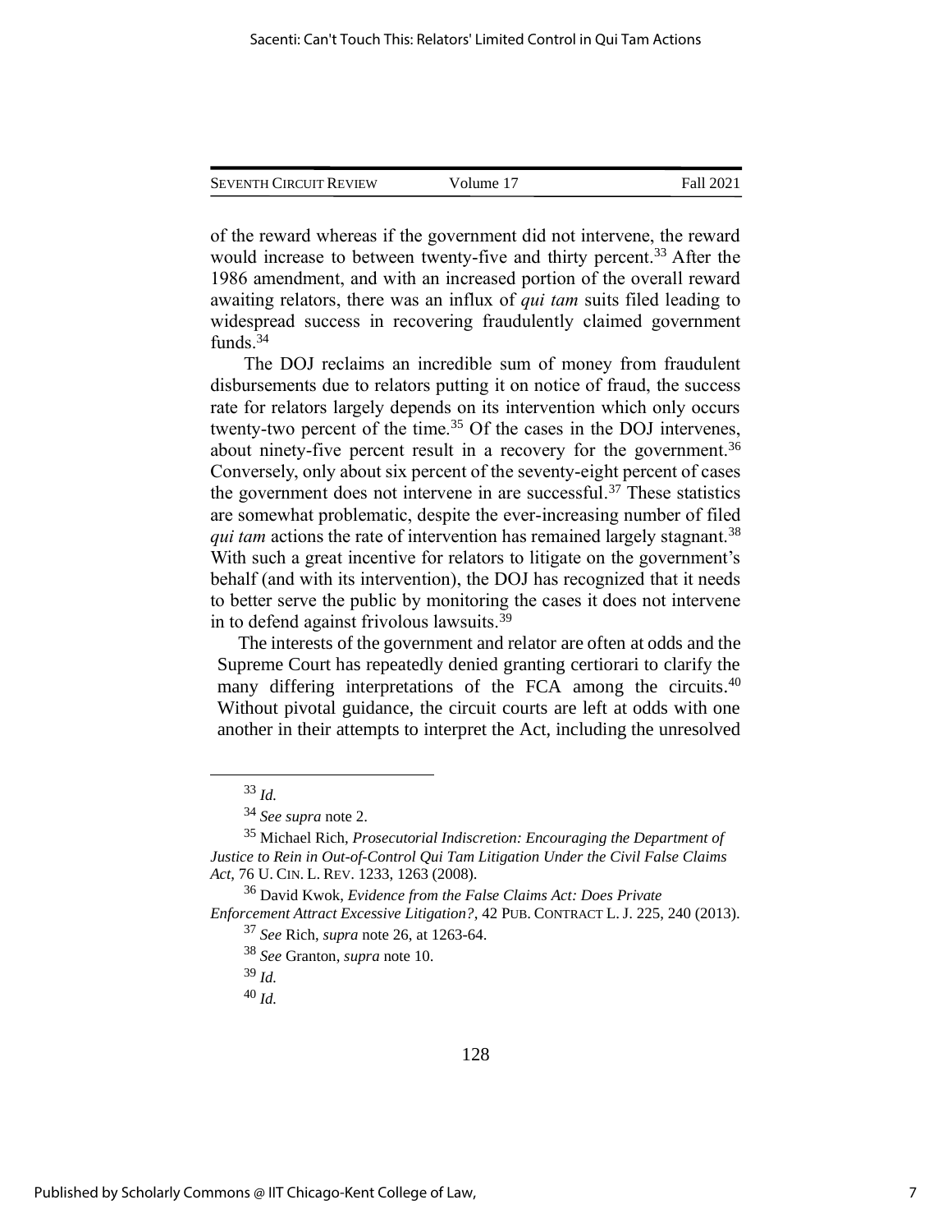of the reward whereas if the government did not intervene, the reward would increase to between twenty-five and thirty percent.[33] After the 1986 amendment, and with an increased portion of the overall reward awaiting relators, there was an influx of *qui tam* suits filed leading to widespread success in recovering fraudulently claimed government funds.[34]

The DOJ reclaims an incredible sum of money from fraudulent disbursements due to relators putting it on notice of fraud, the success rate for relators largely depends on its intervention which only occurs twenty-two percent of the time.[35] Of the cases in the DOJ intervenes, about ninety-five percent result in a recovery for the government.[36] Conversely, only about six percent of the seventy-eight percent of cases the government does not intervene in are successful.[37] These statistics are somewhat problematic, despite the ever-increasing number of filed *qui tam* actions the rate of intervention has remained largely stagnant.[38] With such a great incentive for relators to litigate on the government's behalf (and with its intervention), the DOJ has recognized that it needs to better serve the public by monitoring the cases it does not intervene in to defend against frivolous lawsuits.[39]

The interests of the government and relator are often at odds and the Supreme Court has repeatedly denied granting certiorari to clarify the many differing interpretations of the FCA among the circuits.[40] Without pivotal guidance, the circuit courts are left at odds with one another in their attempts to interpret the Act, including the unresolved

---

[33] *Id.*

[34] *See supra* note 2.

[35] Michael Rich, *Prosecutorial Indiscretion: Encouraging the Department of Justice to Rein in Out-of-Control Qui Tam Litigation Under the Civil False Claims Act*, 76 U. CIN. L. REV. 1233, 1263 (2008).

[36] David Kwok, *Evidence from the False Claims Act: Does Private Enforcement Attract Excessive Litigation?*, 42 PUB. CONTRACT L. J. 225, 240 (2013).

[37] *See* Rich, *supra* note 26, at 1263-64.

[38] *See* Granton, *supra* note 10.

[39] *Id.*

[40] *Id.*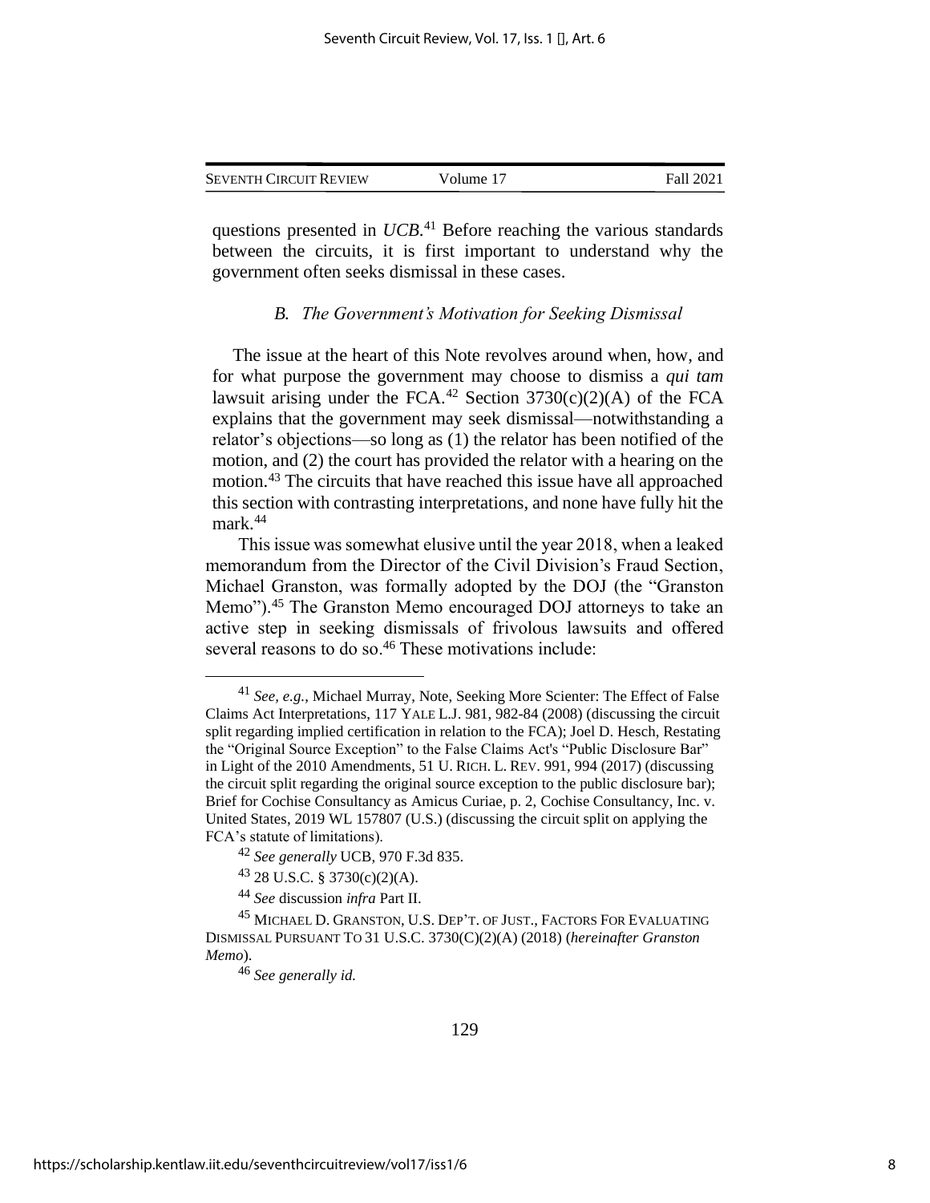questions presented in *UCB*.[41] Before reaching the various standards between the circuits, it is first important to understand why the government often seeks dismissal in these cases.

### *B. The Government's Motivation for Seeking Dismissal*

The issue at the heart of this Note revolves around when, how, and for what purpose the government may choose to dismiss a *qui tam* lawsuit arising under the FCA.[42] Section 3730(c)(2)(A) of the FCA explains that the government may seek dismissal—notwithstanding a relator's objections—so long as (1) the relator has been notified of the motion, and (2) the court has provided the relator with a hearing on the motion.[43] The circuits that have reached this issue have all approached this section with contrasting interpretations, and none have fully hit the mark.[44]

This issue was somewhat elusive until the year 2018, when a leaked memorandum from the Director of the Civil Division's Fraud Section, Michael Granston, was formally adopted by the DOJ (the "Granston Memo").[45] The Granston Memo encouraged DOJ attorneys to take an active step in seeking dismissals of frivolous lawsuits and offered several reasons to do so.[46] These motivations include:

---

[41] *See, e.g.*, Michael Murray, Note, Seeking More Scienter: The Effect of False Claims Act Interpretations, 117 YALE L.J. 981, 982-84 (2008) (discussing the circuit split regarding implied certification in relation to the FCA); Joel D. Hesch, Restating the "Original Source Exception" to the False Claims Act's "Public Disclosure Bar" in Light of the 2010 Amendments, 51 U. RICH. L. REV. 991, 994 (2017) (discussing the circuit split regarding the original source exception to the public disclosure bar); Brief for Cochise Consultancy as Amicus Curiae, p. 2, Cochise Consultancy, Inc. v. United States, 2019 WL 157807 (U.S.) (discussing the circuit split on applying the FCA's statute of limitations).

[42] *See generally* UCB, 970 F.3d 835.

[43] 28 U.S.C. § 3730(c)(2)(A).

[44] *See* discussion *infra* Part II.

[45] MICHAEL D. GRANSTON, U.S. DEP'T. OF JUST., FACTORS FOR EVALUATING DISMISSAL PURSUANT TO 31 U.S.C. 3730(C)(2)(A) (2018) (*hereinafter Granston Memo*).

[46] *See generally id.*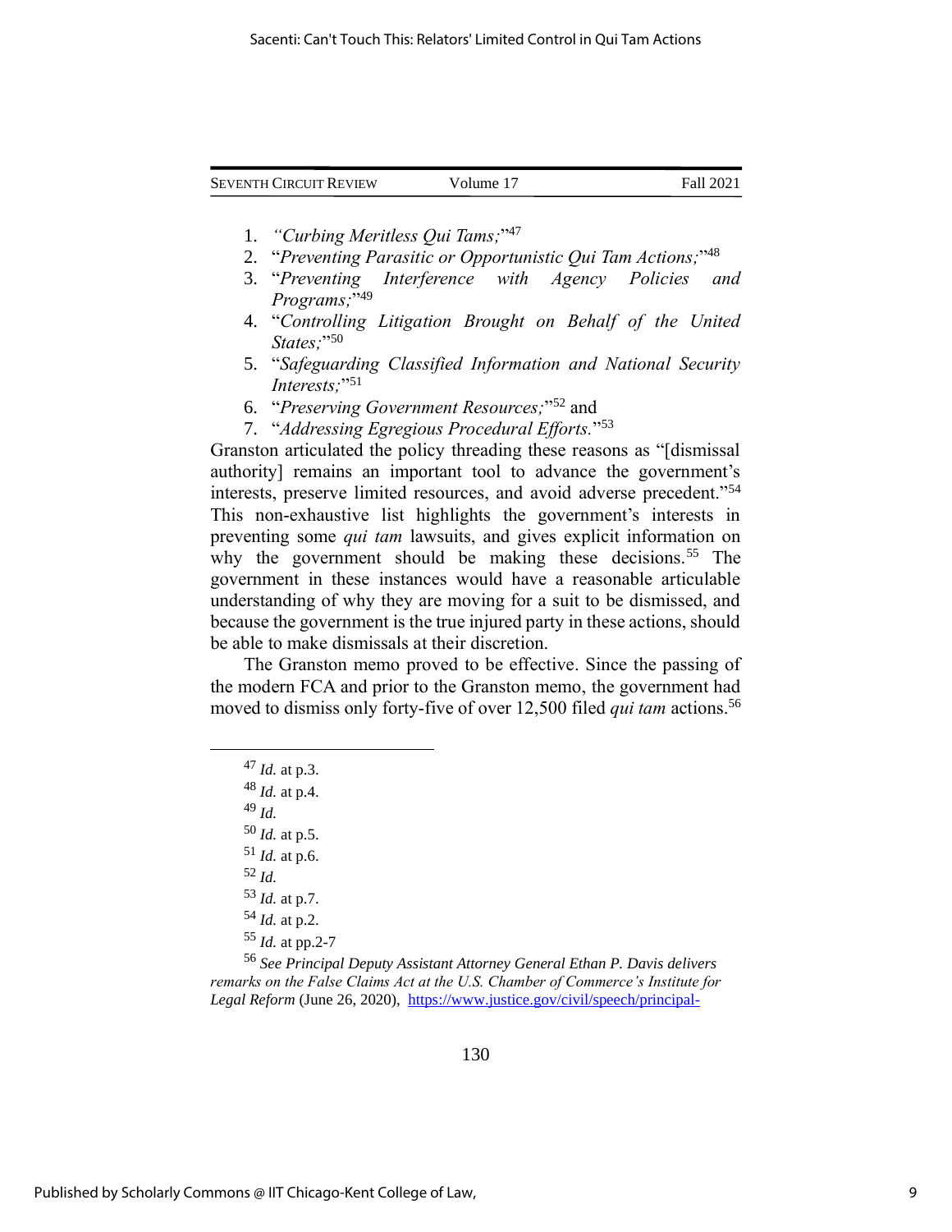1. *"Curbing Meritless Qui Tams;"*[47]
2. "*Preventing Parasitic or Opportunistic Qui Tam Actions;*"[48]
3. "*Preventing Interference with Agency Policies and Programs;*"[49]
4. "*Controlling Litigation Brought on Behalf of the United States;*"[50]
5. "*Safeguarding Classified Information and National Security Interests;*"[51]
6. "*Preserving Government Resources;*"[52] and
7. "*Addressing Egregious Procedural Efforts.*"[53]

Granston articulated the policy threading these reasons as "[dismissal authority] remains an important tool to advance the government's interests, preserve limited resources, and avoid adverse precedent."[54] This non-exhaustive list highlights the government's interests in preventing some *qui tam* lawsuits, and gives explicit information on why the government should be making these decisions.[55] The government in these instances would have a reasonable articulable understanding of why they are moving for a suit to be dismissed, and because the government is the true injured party in these actions, should be able to make dismissals at their discretion.

The Granston memo proved to be effective. Since the passing of the modern FCA and prior to the Granston memo, the government had moved to dismiss only forty-five of over 12,500 filed *qui tam* actions.[56]

---

[47] *Id.* at p.3.

[48] *Id.* at p.4.

[49] *Id.*

[50] *Id.* at p.5.

[51] *Id.* at p.6.

[52] *Id.*

[53] *Id.* at p.7.

[54] *Id.* at p.2.

[55] *Id.* at pp.2-7

[56] *See Principal Deputy Assistant Attorney General Ethan P. Davis delivers remarks on the False Claims Act at the U.S. Chamber of Commerce's Institute for Legal Reform* (June 26, 2020), https://www.justice.gov/civil/speech/principal-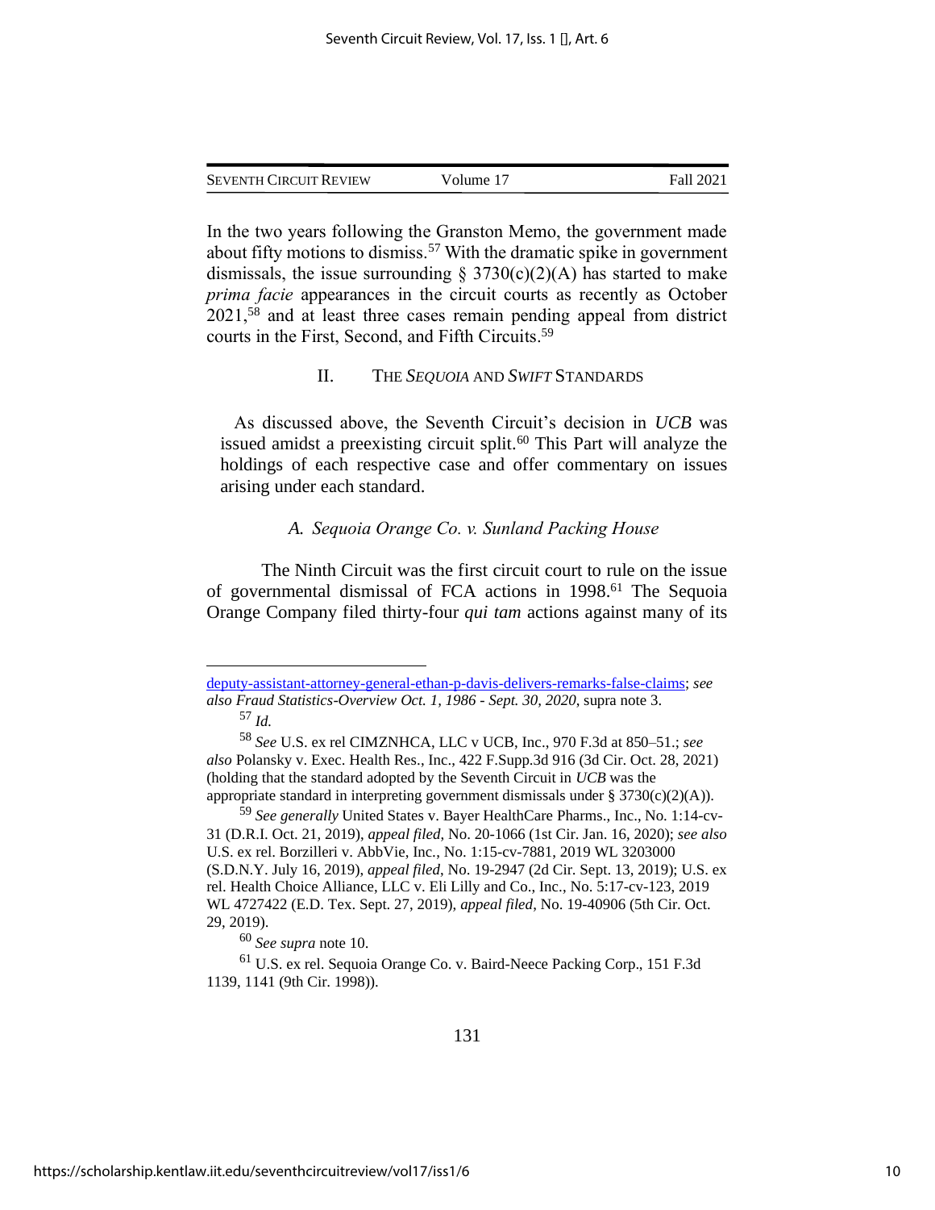In the two years following the Granston Memo, the government made about fifty motions to dismiss.[57] With the dramatic spike in government dismissals, the issue surrounding § 3730(c)(2)(A) has started to make *prima facie* appearances in the circuit courts as recently as October 2021,[58] and at least three cases remain pending appeal from district courts in the First, Second, and Fifth Circuits.[59]

## II. THE *SEQUOIA* AND *SWIFT* STANDARDS

As discussed above, the Seventh Circuit's decision in *UCB* was issued amidst a preexisting circuit split.[60] This Part will analyze the holdings of each respective case and offer commentary on issues arising under each standard.

### *A. Sequoia Orange Co. v. Sunland Packing House*

The Ninth Circuit was the first circuit court to rule on the issue of governmental dismissal of FCA actions in 1998.[61] The Sequoia Orange Company filed thirty-four *qui tam* actions against many of its

---

deputy-assistant-attorney-general-ethan-p-davis-delivers-remarks-false-claims; *see also Fraud Statistics-Overview Oct. 1, 1986 - Sept. 30, 2020*, supra note 3.

[57] *Id.*

[58] *See* U.S. ex rel CIMZNHCA, LLC v UCB, Inc., 970 F.3d at 850–51.; *see also* Polansky v. Exec. Health Res., Inc., 422 F.Supp.3d 916 (3d Cir. Oct. 28, 2021) (holding that the standard adopted by the Seventh Circuit in *UCB* was the appropriate standard in interpreting government dismissals under § 3730(c)(2)(A)).

[59] *See generally* United States v. Bayer HealthCare Pharms., Inc., No. 1:14-cv-31 (D.R.I. Oct. 21, 2019), *appeal filed*, No. 20-1066 (1st Cir. Jan. 16, 2020); *see also* U.S. ex rel. Borzilleri v. AbbVie, Inc., No. 1:15-cv-7881, 2019 WL 3203000 (S.D.N.Y. July 16, 2019), *appeal filed*, No. 19-2947 (2d Cir. Sept. 13, 2019); U.S. ex rel. Health Choice Alliance, LLC v. Eli Lilly and Co., Inc., No. 5:17-cv-123, 2019 WL 4727422 (E.D. Tex. Sept. 27, 2019), *appeal filed*, No. 19-40906 (5th Cir. Oct. 29, 2019).

[60] *See supra* note 10.

[61] U.S. ex rel. Sequoia Orange Co. v. Baird-Neece Packing Corp., 151 F.3d 1139, 1141 (9th Cir. 1998)).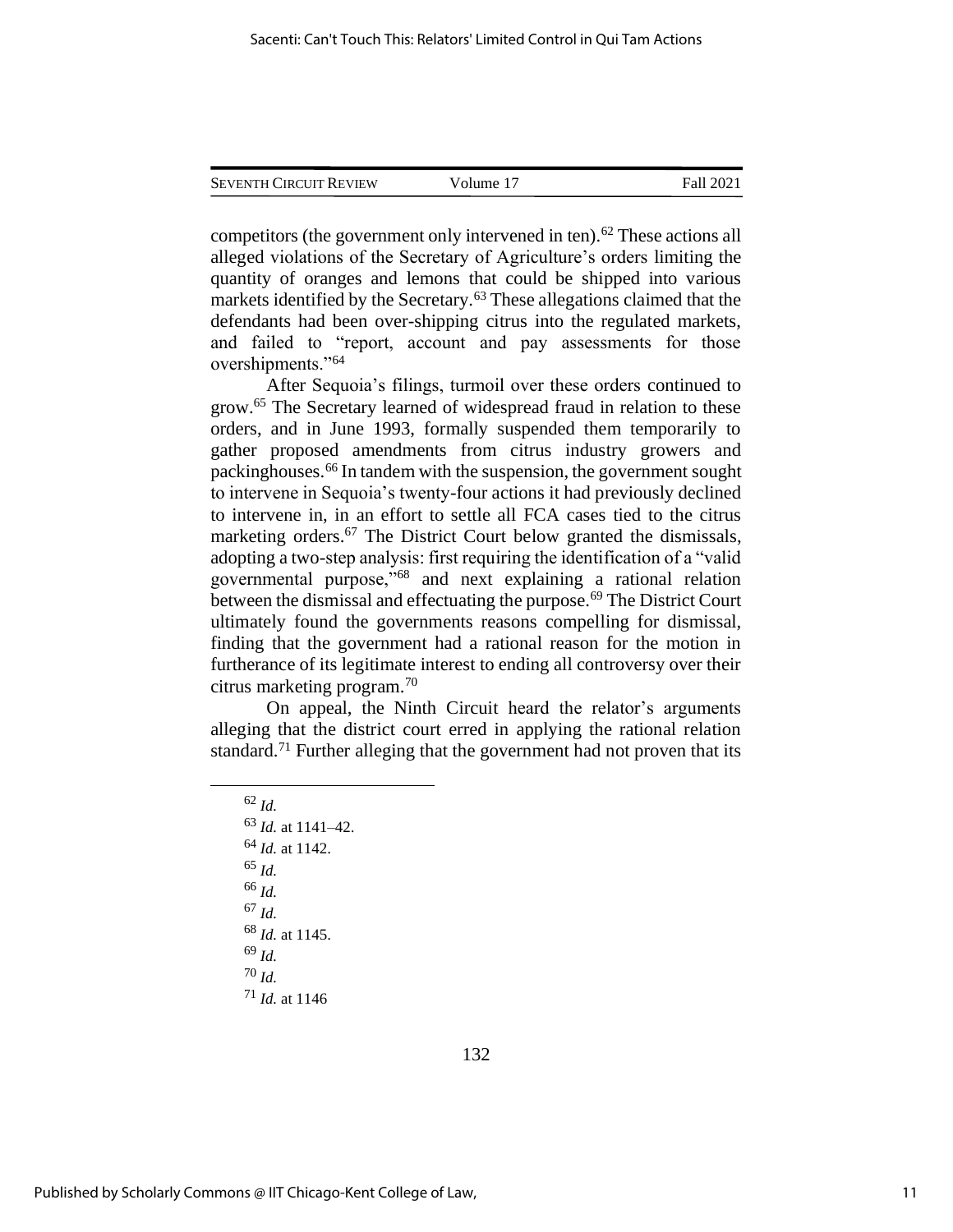competitors (the government only intervened in ten).[62] These actions all alleged violations of the Secretary of Agriculture's orders limiting the quantity of oranges and lemons that could be shipped into various markets identified by the Secretary.[63] These allegations claimed that the defendants had been over-shipping citrus into the regulated markets, and failed to "report, account and pay assessments for those overshipments."[64]

After Sequoia's filings, turmoil over these orders continued to grow.[65] The Secretary learned of widespread fraud in relation to these orders, and in June 1993, formally suspended them temporarily to gather proposed amendments from citrus industry growers and packinghouses.[66] In tandem with the suspension, the government sought to intervene in Sequoia's twenty-four actions it had previously declined to intervene in, in an effort to settle all FCA cases tied to the citrus marketing orders.[67] The District Court below granted the dismissals, adopting a two-step analysis: first requiring the identification of a "valid governmental purpose,"[68] and next explaining a rational relation between the dismissal and effectuating the purpose.[69] The District Court ultimately found the governments reasons compelling for dismissal, finding that the government had a rational reason for the motion in furtherance of its legitimate interest to ending all controversy over their citrus marketing program.[70]

On appeal, the Ninth Circuit heard the relator's arguments alleging that the district court erred in applying the rational relation standard.[71] Further alleging that the government had not proven that its

---

[62] *Id.*

[63] *Id.* at 1141–42.

[64] *Id.* at 1142.

[65] *Id.*

[66] *Id.*

[67] *Id.*

[68] *Id.* at 1145.

[69] *Id.*

[70] *Id.*

[71] *Id.* at 1146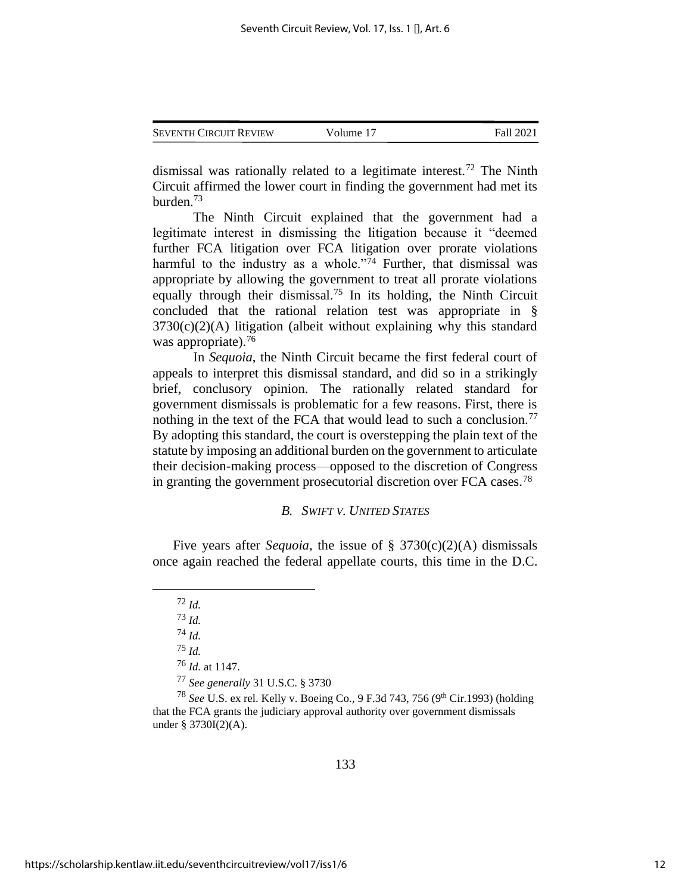dismissal was rationally related to a legitimate interest.[72] The Ninth Circuit affirmed the lower court in finding the government had met its burden.[73]

The Ninth Circuit explained that the government had a legitimate interest in dismissing the litigation because it "deemed further FCA litigation over FCA litigation over prorate violations harmful to the industry as a whole."[74] Further, that dismissal was appropriate by allowing the government to treat all prorate violations equally through their dismissal.[75] In its holding, the Ninth Circuit concluded that the rational relation test was appropriate in § 3730(c)(2)(A) litigation (albeit without explaining why this standard was appropriate).[76]

In *Sequoia*, the Ninth Circuit became the first federal court of appeals to interpret this dismissal standard, and did so in a strikingly brief, conclusory opinion. The rationally related standard for government dismissals is problematic for a few reasons. First, there is nothing in the text of the FCA that would lead to such a conclusion.[77] By adopting this standard, the court is overstepping the plain text of the statute by imposing an additional burden on the government to articulate their decision-making process—opposed to the discretion of Congress in granting the government prosecutorial discretion over FCA cases.[78]

### *B. Swift v. United States*

Five years after *Sequoia*, the issue of § 3730(c)(2)(A) dismissals once again reached the federal appellate courts, this time in the D.C.

---

[72] *Id.*

[73] *Id.*

[74] *Id.*

[75] *Id.*

[76] *Id.* at 1147.

[77] *See generally* 31 U.S.C. § 3730

[78] *See* U.S. ex rel. Kelly v. Boeing Co., 9 F.3d 743, 756 (9th Cir.1993) (holding that the FCA grants the judiciary approval authority over government dismissals under § 3730I(2)(A).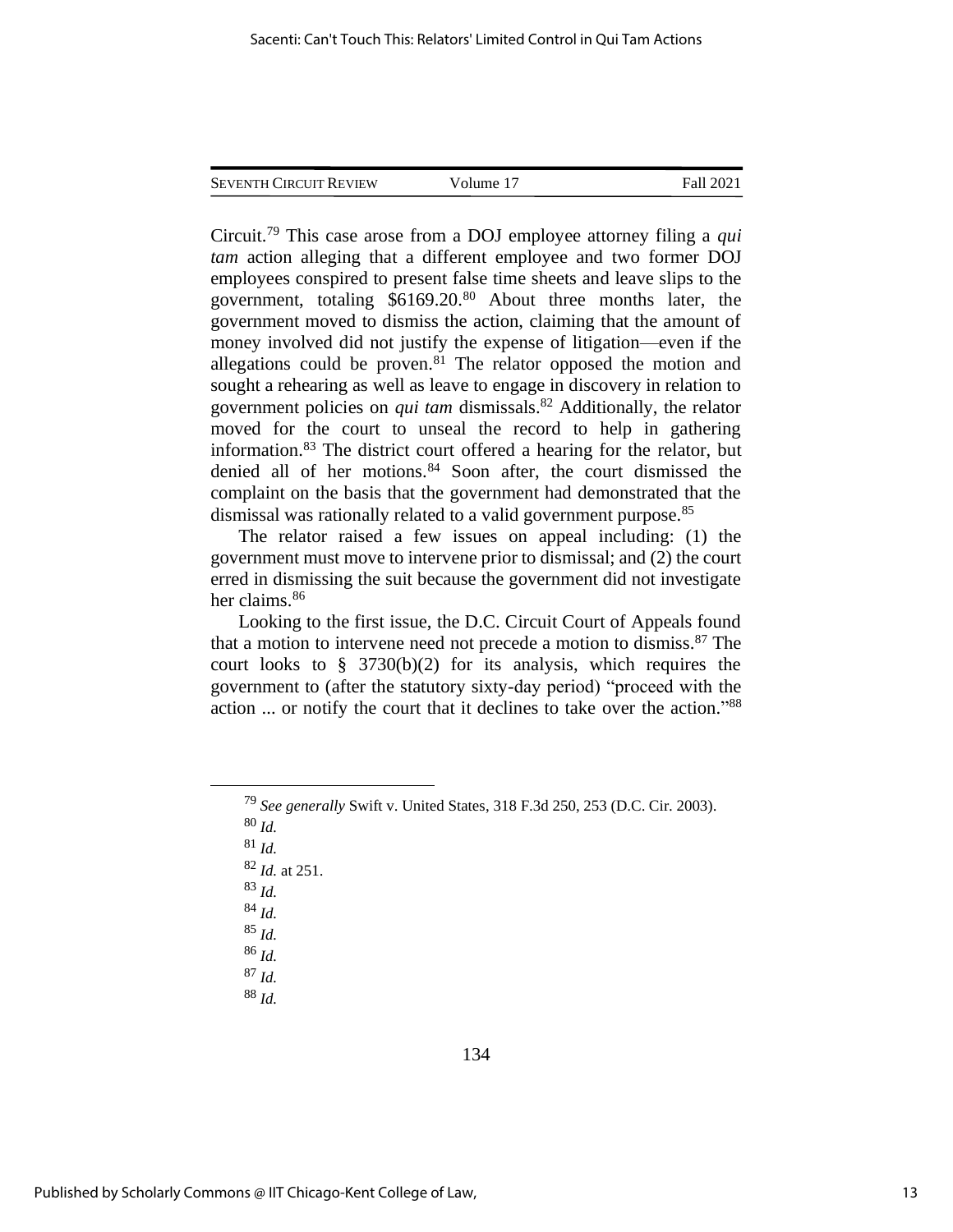Circuit.[79] This case arose from a DOJ employee attorney filing a *qui tam* action alleging that a different employee and two former DOJ employees conspired to present false time sheets and leave slips to the government, totaling $6169.20.[80] About three months later, the government moved to dismiss the action, claiming that the amount of money involved did not justify the expense of litigation—even if the allegations could be proven.[81] The relator opposed the motion and sought a rehearing as well as leave to engage in discovery in relation to government policies on *qui tam* dismissals.[82] Additionally, the relator moved for the court to unseal the record to help in gathering information.[83] The district court offered a hearing for the relator, but denied all of her motions.[84] Soon after, the court dismissed the complaint on the basis that the government had demonstrated that the dismissal was rationally related to a valid government purpose.[85]

The relator raised a few issues on appeal including: (1) the government must move to intervene prior to dismissal; and (2) the court erred in dismissing the suit because the government did not investigate her claims.[86]

Looking to the first issue, the D.C. Circuit Court of Appeals found that a motion to intervene need not precede a motion to dismiss.[87] The court looks to § 3730(b)(2) for its analysis, which requires the government to (after the statutory sixty-day period) "proceed with the action ... or notify the court that it declines to take over the action."[88]

---

[79] *See generally* Swift v. United States, 318 F.3d 250, 253 (D.C. Cir. 2003).

[80] *Id.*

[81] *Id.*

[82] *Id.* at 251.

[83] *Id.*

[84] *Id.*

[85] *Id.*

[86] *Id.*

[87] *Id.*

[88] *Id.*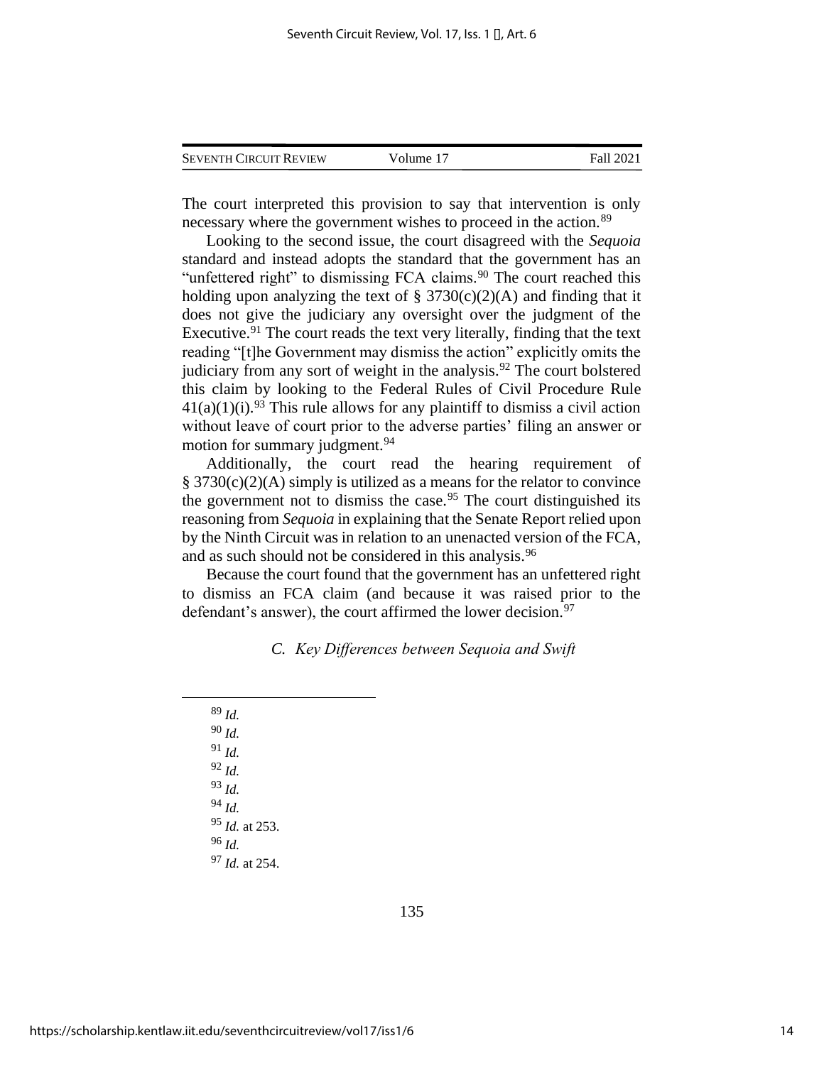The court interpreted this provision to say that intervention is only necessary where the government wishes to proceed in the action.[89]

Looking to the second issue, the court disagreed with the *Sequoia* standard and instead adopts the standard that the government has an "unfettered right" to dismissing FCA claims.[90] The court reached this holding upon analyzing the text of § 3730(c)(2)(A) and finding that it does not give the judiciary any oversight over the judgment of the Executive.[91] The court reads the text very literally, finding that the text reading "[t]he Government may dismiss the action" explicitly omits the judiciary from any sort of weight in the analysis.[92] The court bolstered this claim by looking to the Federal Rules of Civil Procedure Rule 41(a)(1)(i).[93] This rule allows for any plaintiff to dismiss a civil action without leave of court prior to the adverse parties' filing an answer or motion for summary judgment.[94]

Additionally, the court read the hearing requirement of § 3730(c)(2)(A) simply is utilized as a means for the relator to convince the government not to dismiss the case.[95] The court distinguished its reasoning from *Sequoia* in explaining that the Senate Report relied upon by the Ninth Circuit was in relation to an unenacted version of the FCA, and as such should not be considered in this analysis.[96]

Because the court found that the government has an unfettered right to dismiss an FCA claim (and because it was raised prior to the defendant's answer), the court affirmed the lower decision.[97]

### *C. Key Differences between Sequoia and Swift*

[89] *Id.*

[90] *Id.*

[91] *Id.*

[92] *Id.*

[93] *Id.*

[94] *Id.*

[95] *Id.* at 253.

[96] *Id.*

[97] *Id.* at 254.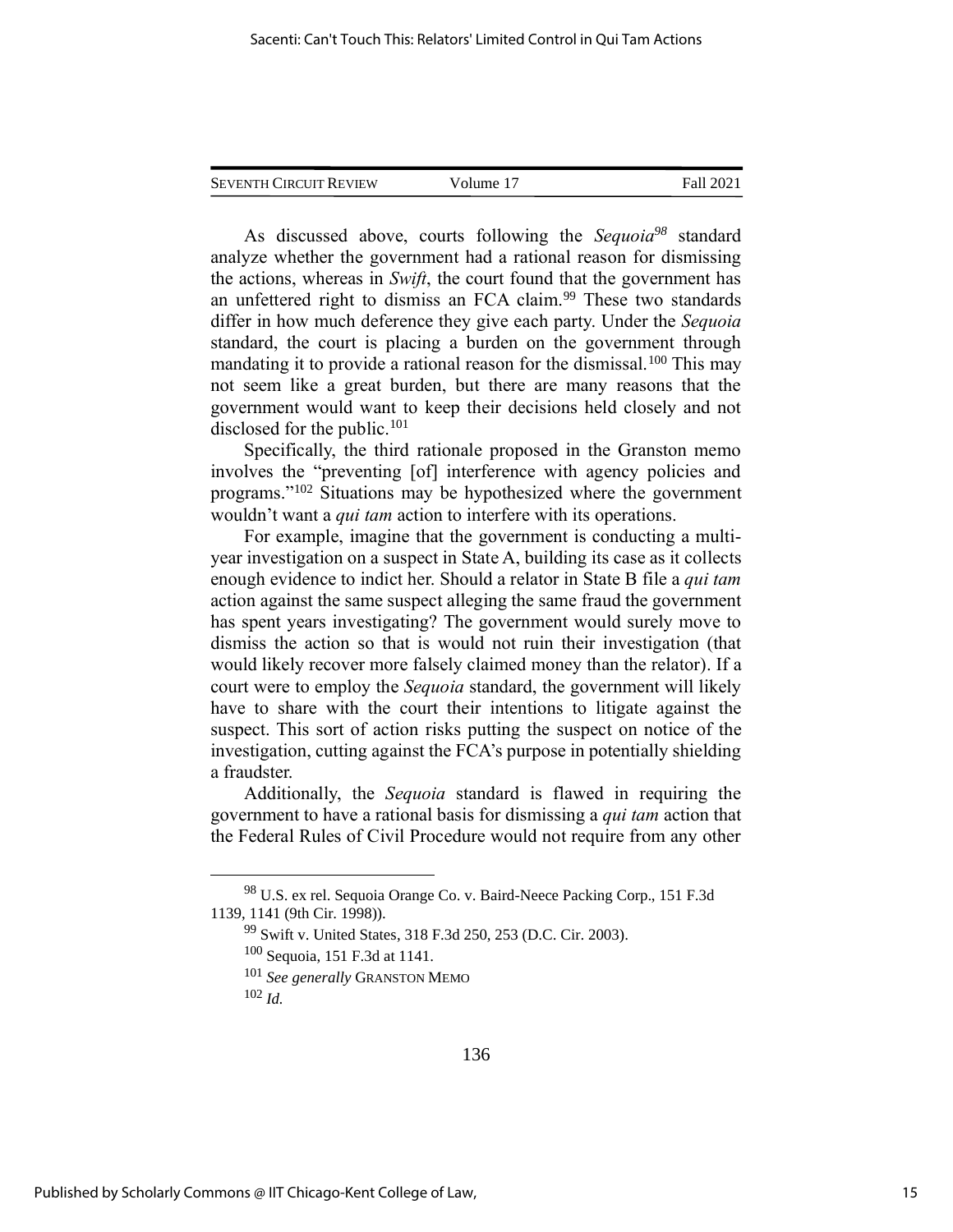As discussed above, courts following the *Sequoia*[98] standard analyze whether the government had a rational reason for dismissing the actions, whereas in *Swift*, the court found that the government has an unfettered right to dismiss an FCA claim.[99] These two standards differ in how much deference they give each party. Under the *Sequoia* standard, the court is placing a burden on the government through mandating it to provide a rational reason for the dismissal.[100] This may not seem like a great burden, but there are many reasons that the government would want to keep their decisions held closely and not disclosed for the public.[101]

Specifically, the third rationale proposed in the Granston memo involves the "preventing [of] interference with agency policies and programs."[102] Situations may be hypothesized where the government wouldn't want a *qui tam* action to interfere with its operations.

For example, imagine that the government is conducting a multi-year investigation on a suspect in State A, building its case as it collects enough evidence to indict her. Should a relator in State B file a *qui tam* action against the same suspect alleging the same fraud the government has spent years investigating? The government would surely move to dismiss the action so that is would not ruin their investigation (that would likely recover more falsely claimed money than the relator). If a court were to employ the *Sequoia* standard, the government will likely have to share with the court their intentions to litigate against the suspect. This sort of action risks putting the suspect on notice of the investigation, cutting against the FCA's purpose in potentially shielding a fraudster.

Additionally, the *Sequoia* standard is flawed in requiring the government to have a rational basis for dismissing a *qui tam* action that the Federal Rules of Civil Procedure would not require from any other

---

[98] U.S. ex rel. Sequoia Orange Co. v. Baird-Neece Packing Corp., 151 F.3d 1139, 1141 (9th Cir. 1998)).

[99] Swift v. United States, 318 F.3d 250, 253 (D.C. Cir. 2003).

[100] Sequoia, 151 F.3d at 1141.

[101] *See generally* GRANSTON MEMO

[102] *Id.*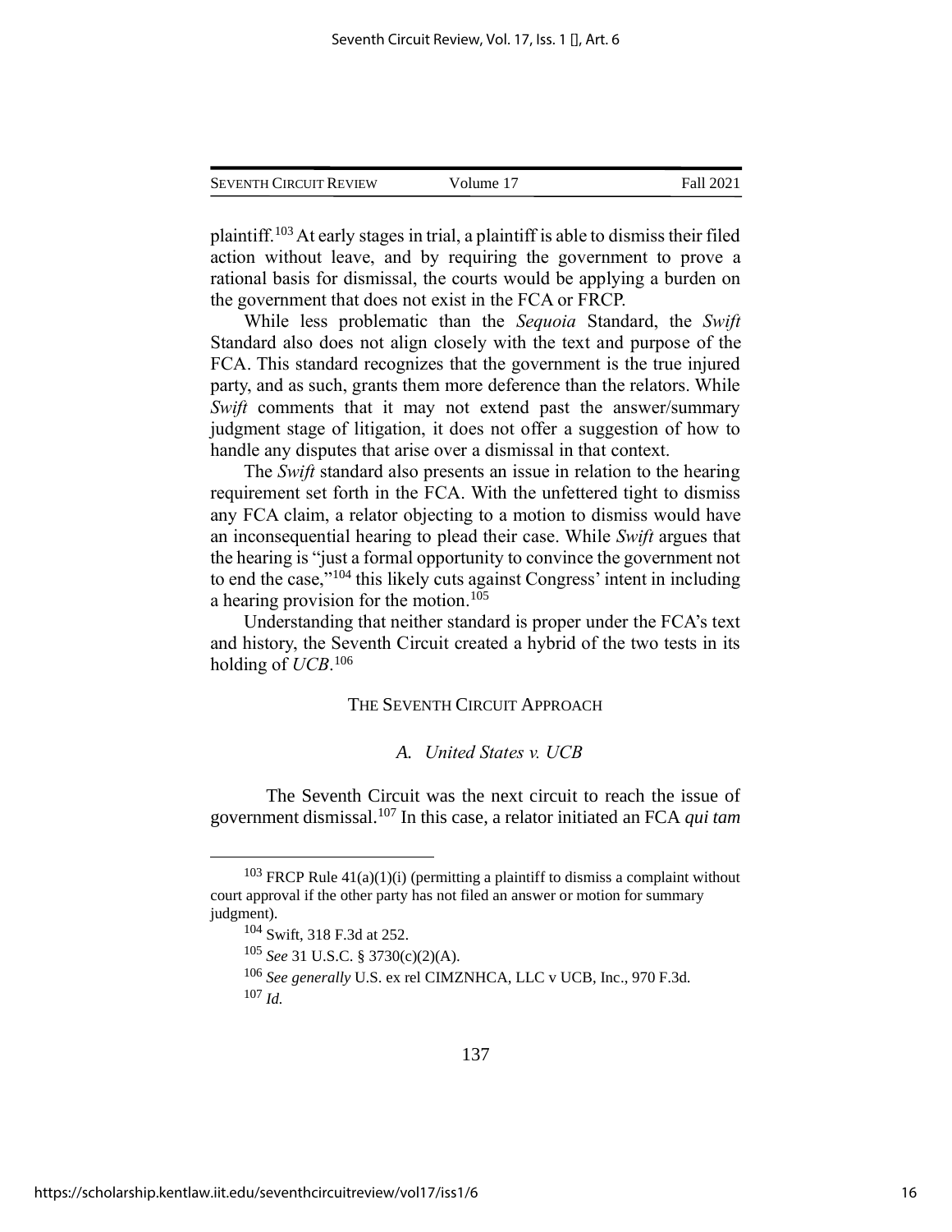plaintiff.[103] At early stages in trial, a plaintiff is able to dismiss their filed action without leave, and by requiring the government to prove a rational basis for dismissal, the courts would be applying a burden on the government that does not exist in the FCA or FRCP.

While less problematic than the *Sequoia* Standard, the *Swift* Standard also does not align closely with the text and purpose of the FCA. This standard recognizes that the government is the true injured party, and as such, grants them more deference than the relators. While *Swift* comments that it may not extend past the answer/summary judgment stage of litigation, it does not offer a suggestion of how to handle any disputes that arise over a dismissal in that context.

The *Swift* standard also presents an issue in relation to the hearing requirement set forth in the FCA. With the unfettered tight to dismiss any FCA claim, a relator objecting to a motion to dismiss would have an inconsequential hearing to plead their case. While *Swift* argues that the hearing is "just a formal opportunity to convince the government not to end the case,"[104] this likely cuts against Congress' intent in including a hearing provision for the motion.[105]

Understanding that neither standard is proper under the FCA's text and history, the Seventh Circuit created a hybrid of the two tests in its holding of *UCB*.[106]

## THE SEVENTH CIRCUIT APPROACH

### *A. United States v. UCB*

The Seventh Circuit was the next circuit to reach the issue of government dismissal.[107] In this case, a relator initiated an FCA *qui tam*

---

[103] FRCP Rule 41(a)(1)(i) (permitting a plaintiff to dismiss a complaint without court approval if the other party has not filed an answer or motion for summary judgment).

[104] Swift, 318 F.3d at 252.

[105] *See* 31 U.S.C. § 3730(c)(2)(A).

[106] *See generally* U.S. ex rel CIMZNHCA, LLC v UCB, Inc., 970 F.3d.

[107] *Id.*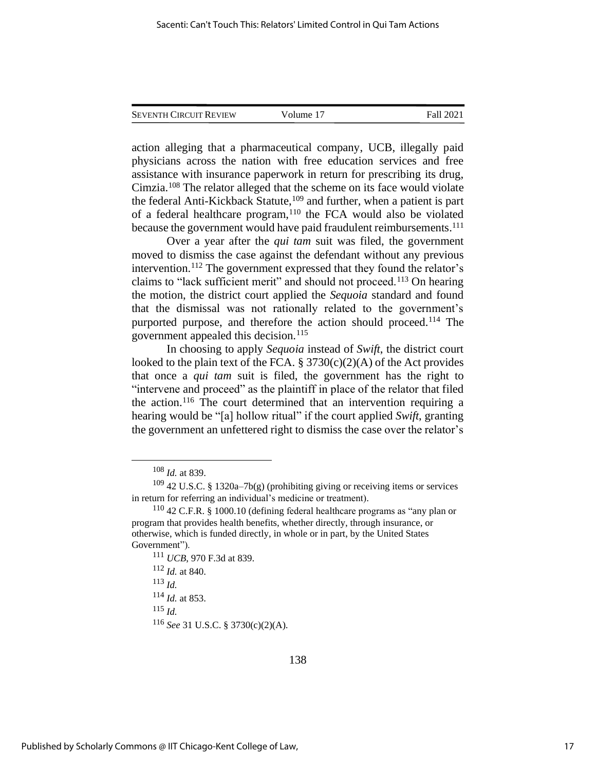action alleging that a pharmaceutical company, UCB, illegally paid physicians across the nation with free education services and free assistance with insurance paperwork in return for prescribing its drug, Cimzia.[108] The relator alleged that the scheme on its face would violate the federal Anti-Kickback Statute,[109] and further, when a patient is part of a federal healthcare program,[110] the FCA would also be violated because the government would have paid fraudulent reimbursements.[111]

Over a year after the *qui tam* suit was filed, the government moved to dismiss the case against the defendant without any previous intervention.[112] The government expressed that they found the relator's claims to "lack sufficient merit" and should not proceed.[113] On hearing the motion, the district court applied the *Sequoia* standard and found that the dismissal was not rationally related to the government's purported purpose, and therefore the action should proceed.[114] The government appealed this decision.[115]

In choosing to apply *Sequoia* instead of *Swift*, the district court looked to the plain text of the FCA. § 3730(c)(2)(A) of the Act provides that once a *qui tam* suit is filed, the government has the right to "intervene and proceed" as the plaintiff in place of the relator that filed the action.[116] The court determined that an intervention requiring a hearing would be "[a] hollow ritual" if the court applied *Swift*, granting the government an unfettered right to dismiss the case over the relator's

---

[108] *Id.* at 839.

[109] 42 U.S.C. § 1320a–7b(g) (prohibiting giving or receiving items or services in return for referring an individual's medicine or treatment).

[110] 42 C.F.R. § 1000.10 (defining federal healthcare programs as "any plan or program that provides health benefits, whether directly, through insurance, or otherwise, which is funded directly, in whole or in part, by the United States Government").

[111] *UCB*, 970 F.3d at 839.

[112] *Id.* at 840.

[113] *Id.*

[114] *Id.* at 853.

[115] *Id.*

[116] *See* 31 U.S.C. § 3730(c)(2)(A).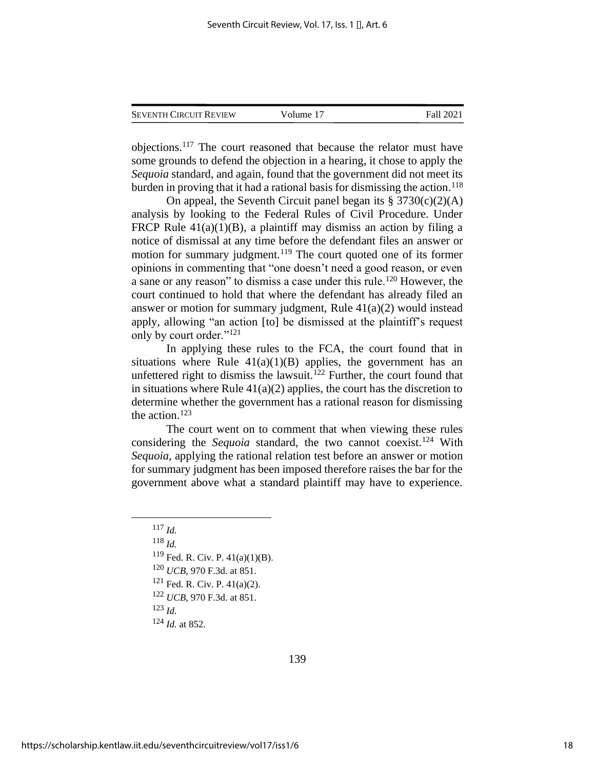objections.[117] The court reasoned that because the relator must have some grounds to defend the objection in a hearing, it chose to apply the *Sequoia* standard, and again, found that the government did not meet its burden in proving that it had a rational basis for dismissing the action.[118]

On appeal, the Seventh Circuit panel began its § 3730(c)(2)(A) analysis by looking to the Federal Rules of Civil Procedure. Under FRCP Rule 41(a)(1)(B), a plaintiff may dismiss an action by filing a notice of dismissal at any time before the defendant files an answer or motion for summary judgment.[119] The court quoted one of its former opinions in commenting that "one doesn't need a good reason, or even a sane or any reason" to dismiss a case under this rule.[120] However, the court continued to hold that where the defendant has already filed an answer or motion for summary judgment, Rule 41(a)(2) would instead apply, allowing "an action [to] be dismissed at the plaintiff's request only by court order."[121]

In applying these rules to the FCA, the court found that in situations where Rule 41(a)(1)(B) applies, the government has an unfettered right to dismiss the lawsuit.[122] Further, the court found that in situations where Rule 41(a)(2) applies, the court has the discretion to determine whether the government has a rational reason for dismissing the action.[123]

The court went on to comment that when viewing these rules considering the *Sequoia* standard, the two cannot coexist.[124] With *Sequoia*, applying the rational relation test before an answer or motion for summary judgment has been imposed therefore raises the bar for the government above what a standard plaintiff may have to experience.

---

[117] *Id.*

[118] *Id.*

[119] Fed. R. Civ. P. 41(a)(1)(B).

[120] *UCB*, 970 F.3d. at 851.

[121] Fed. R. Civ. P. 41(a)(2).

[122] *UCB*, 970 F.3d. at 851.

[123] *Id.*

[124] *Id.* at 852.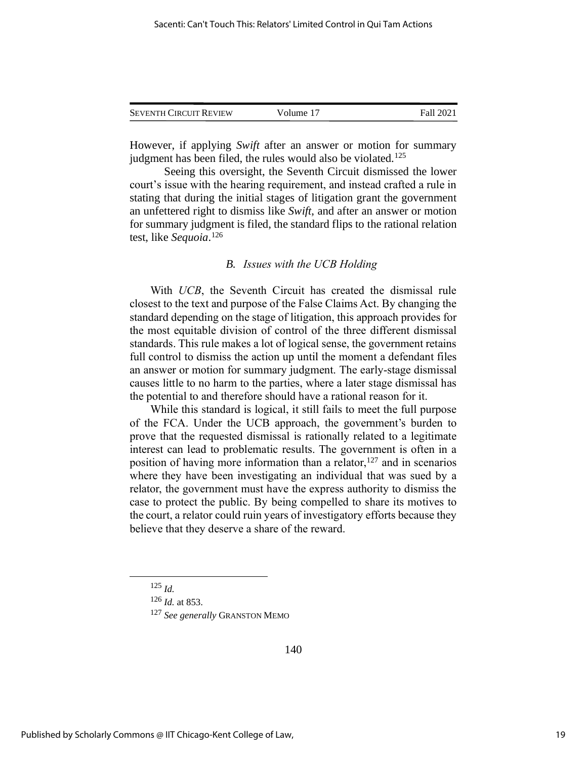However, if applying *Swift* after an answer or motion for summary judgment has been filed, the rules would also be violated.[125]

Seeing this oversight, the Seventh Circuit dismissed the lower court's issue with the hearing requirement, and instead crafted a rule in stating that during the initial stages of litigation grant the government an unfettered right to dismiss like *Swift*, and after an answer or motion for summary judgment is filed, the standard flips to the rational relation test, like *Sequoia*.[126]

### *B. Issues with the UCB Holding*

With *UCB*, the Seventh Circuit has created the dismissal rule closest to the text and purpose of the False Claims Act. By changing the standard depending on the stage of litigation, this approach provides for the most equitable division of control of the three different dismissal standards. This rule makes a lot of logical sense, the government retains full control to dismiss the action up until the moment a defendant files an answer or motion for summary judgment. The early-stage dismissal causes little to no harm to the parties, where a later stage dismissal has the potential to and therefore should have a rational reason for it.

While this standard is logical, it still fails to meet the full purpose of the FCA. Under the UCB approach, the government's burden to prove that the requested dismissal is rationally related to a legitimate interest can lead to problematic results. The government is often in a position of having more information than a relator,[127] and in scenarios where they have been investigating an individual that was sued by a relator, the government must have the express authority to dismiss the case to protect the public. By being compelled to share its motives to the court, a relator could ruin years of investigatory efforts because they believe that they deserve a share of the reward.

---

[125] *Id.*

[126] *Id.* at 853.

[127] *See generally* GRANSTON MEMO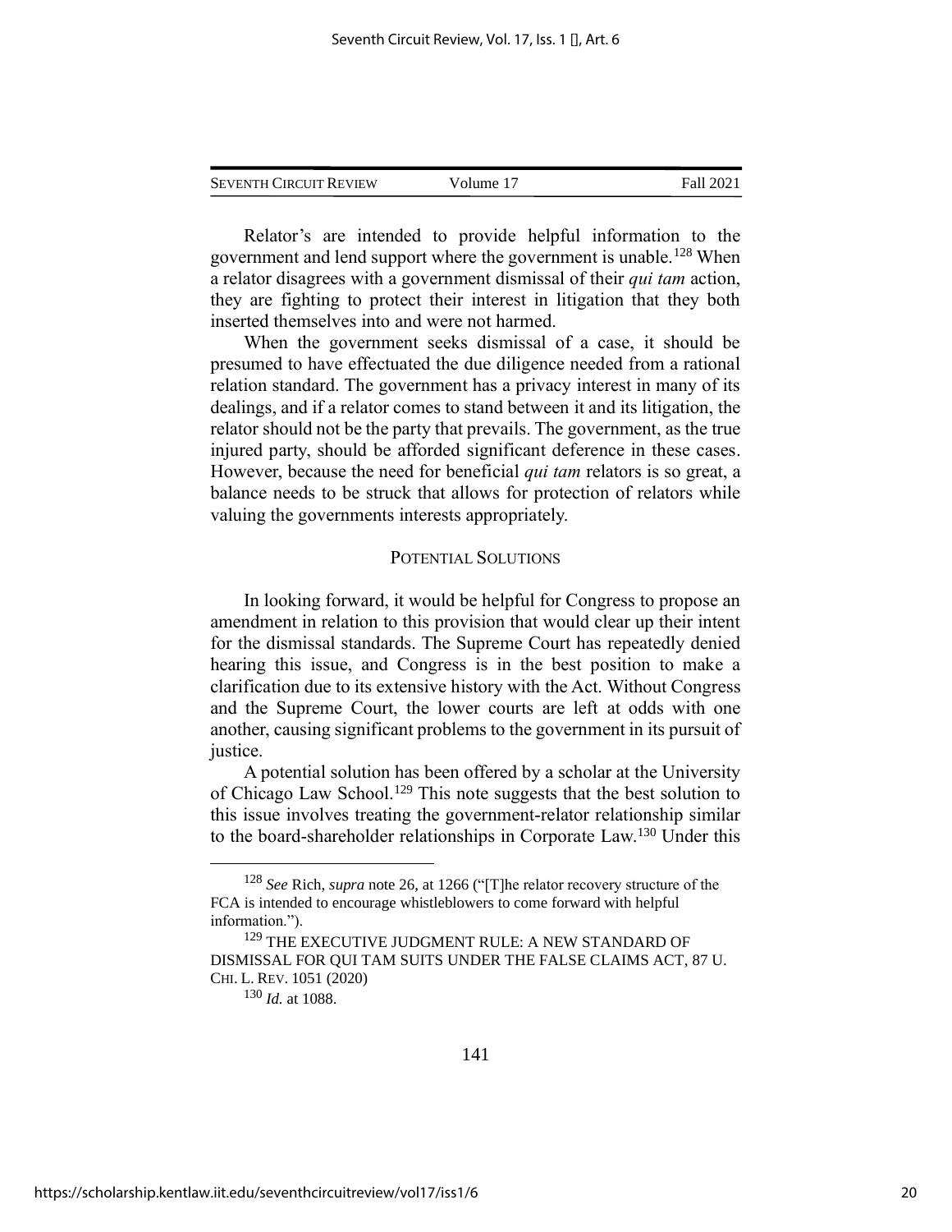Relator's are intended to provide helpful information to the government and lend support where the government is unable.[128] When a relator disagrees with a government dismissal of their *qui tam* action, they are fighting to protect their interest in litigation that they both inserted themselves into and were not harmed.

When the government seeks dismissal of a case, it should be presumed to have effectuated the due diligence needed from a rational relation standard. The government has a privacy interest in many of its dealings, and if a relator comes to stand between it and its litigation, the relator should not be the party that prevails. The government, as the true injured party, should be afforded significant deference in these cases. However, because the need for beneficial *qui tam* relators is so great, a balance needs to be struck that allows for protection of relators while valuing the governments interests appropriately.

## POTENTIAL SOLUTIONS

In looking forward, it would be helpful for Congress to propose an amendment in relation to this provision that would clear up their intent for the dismissal standards. The Supreme Court has repeatedly denied hearing this issue, and Congress is in the best position to make a clarification due to its extensive history with the Act. Without Congress and the Supreme Court, the lower courts are left at odds with one another, causing significant problems to the government in its pursuit of justice.

A potential solution has been offered by a scholar at the University of Chicago Law School.[129] This note suggests that the best solution to this issue involves treating the government-relator relationship similar to the board-shareholder relationships in Corporate Law.[130] Under this

---

[128] *See* Rich, *supra* note 26, at 1266 ("[T]he relator recovery structure of the FCA is intended to encourage whistleblowers to come forward with helpful information.").

[129] THE EXECUTIVE JUDGMENT RULE: A NEW STANDARD OF DISMISSAL FOR QUI TAM SUITS UNDER THE FALSE CLAIMS ACT, 87 U. CHI. L. REV. 1051 (2020)

[130] *Id.* at 1088.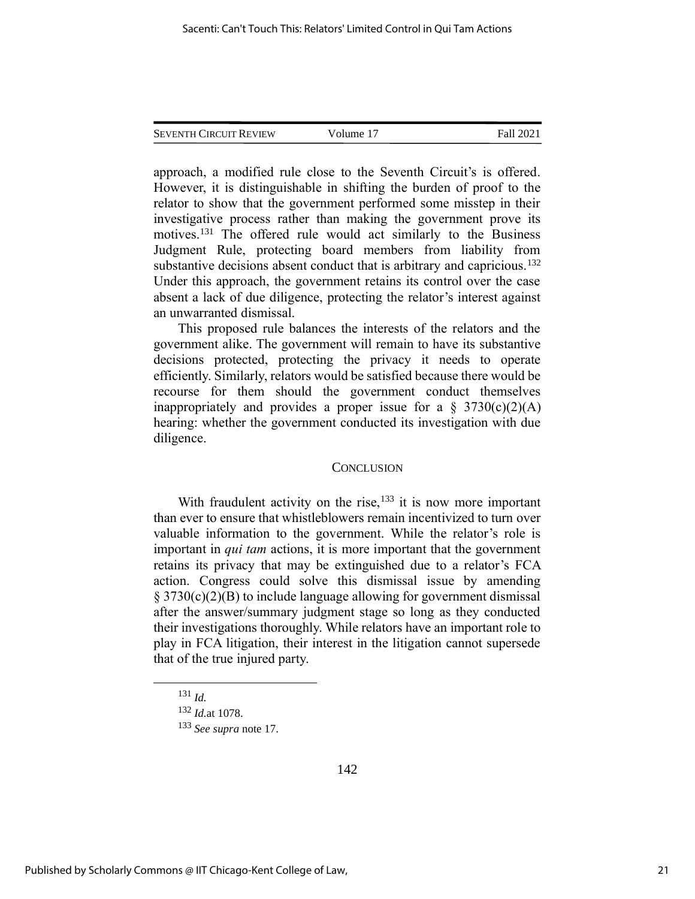approach, a modified rule close to the Seventh Circuit's is offered. However, it is distinguishable in shifting the burden of proof to the relator to show that the government performed some misstep in their investigative process rather than making the government prove its motives.[131] The offered rule would act similarly to the Business Judgment Rule, protecting board members from liability from substantive decisions absent conduct that is arbitrary and capricious.[132] Under this approach, the government retains its control over the case absent a lack of due diligence, protecting the relator's interest against an unwarranted dismissal.

This proposed rule balances the interests of the relators and the government alike. The government will remain to have its substantive decisions protected, protecting the privacy it needs to operate efficiently. Similarly, relators would be satisfied because there would be recourse for them should the government conduct themselves inappropriately and provides a proper issue for a § 3730(c)(2)(A) hearing: whether the government conducted its investigation with due diligence.

## CONCLUSION

With fraudulent activity on the rise,[133] it is now more important than ever to ensure that whistleblowers remain incentivized to turn over valuable information to the government. While the relator's role is important in *qui tam* actions, it is more important that the government retains its privacy that may be extinguished due to a relator's FCA action. Congress could solve this dismissal issue by amending § 3730(c)(2)(B) to include language allowing for government dismissal after the answer/summary judgment stage so long as they conducted their investigations thoroughly. While relators have an important role to play in FCA litigation, their interest in the litigation cannot supersede that of the true injured party.

---

[131] *Id.*

[132] *Id.*at 1078.

[133] *See supra* note 17.